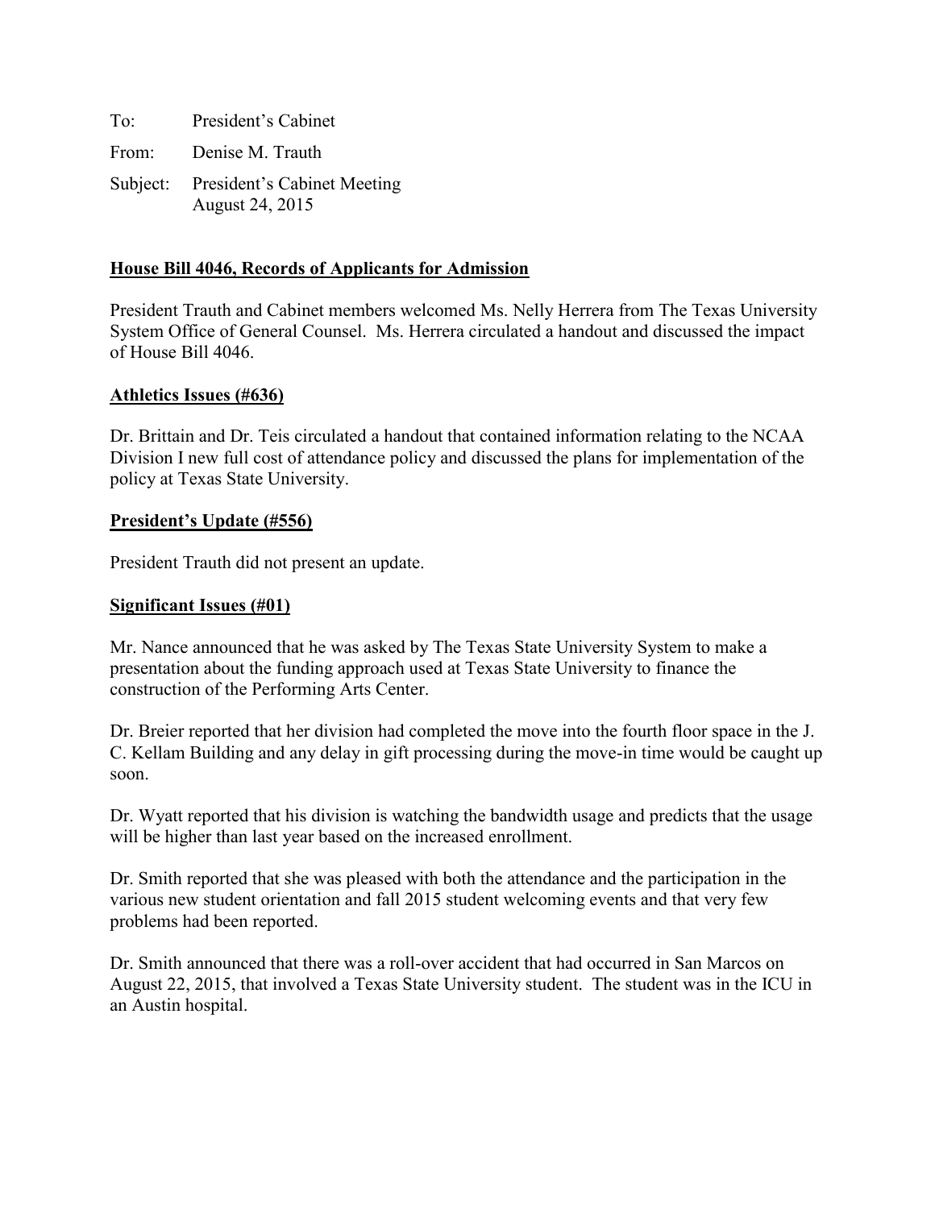To: President's Cabinet

From: Denise M. Trauth

Subject: President's Cabinet Meeting
August 24, 2015

**House Bill 4046, Records of Applicants for Admission**

President Trauth and Cabinet members welcomed Ms. Nelly Herrera from The Texas University System Office of General Counsel. Ms. Herrera circulated a handout and discussed the impact of House Bill 4046.

**Athletics Issues (#636)**

Dr. Brittain and Dr. Teis circulated a handout that contained information relating to the NCAA Division I new full cost of attendance policy and discussed the plans for implementation of the policy at Texas State University.

**President's Update (#556)**

President Trauth did not present an update.

**Significant Issues (#01)**

Mr. Nance announced that he was asked by The Texas State University System to make a presentation about the funding approach used at Texas State University to finance the construction of the Performing Arts Center.

Dr. Breier reported that her division had completed the move into the fourth floor space in the J. C. Kellam Building and any delay in gift processing during the move-in time would be caught up soon.

Dr. Wyatt reported that his division is watching the bandwidth usage and predicts that the usage will be higher than last year based on the increased enrollment.

Dr. Smith reported that she was pleased with both the attendance and the participation in the various new student orientation and fall 2015 student welcoming events and that very few problems had been reported.

Dr. Smith announced that there was a roll-over accident that had occurred in San Marcos on August 22, 2015, that involved a Texas State University student. The student was in the ICU in an Austin hospital.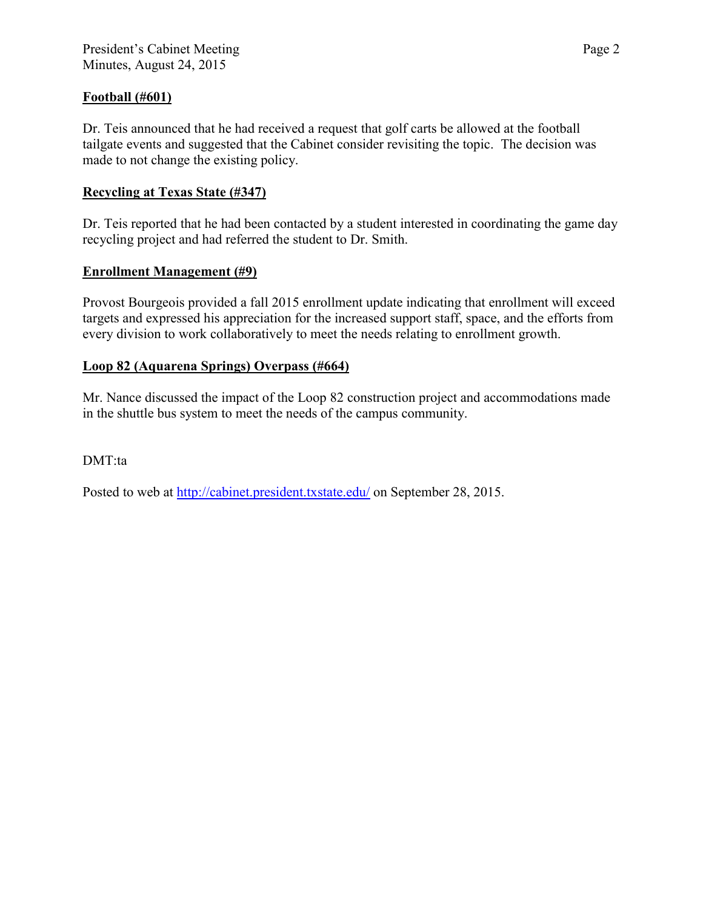**Football (#601)**

Dr. Teis announced that he had received a request that golf carts be allowed at the football tailgate events and suggested that the Cabinet consider revisiting the topic. The decision was made to not change the existing policy.

**Recycling at Texas State (#347)**

Dr. Teis reported that he had been contacted by a student interested in coordinating the game day recycling project and had referred the student to Dr. Smith.

**Enrollment Management (#9)**

Provost Bourgeois provided a fall 2015 enrollment update indicating that enrollment will exceed targets and expressed his appreciation for the increased support staff, space, and the efforts from every division to work collaboratively to meet the needs relating to enrollment growth.

**Loop 82 (Aquarena Springs) Overpass (#664)**

Mr. Nance discussed the impact of the Loop 82 construction project and accommodations made in the shuttle bus system to meet the needs of the campus community.

DMT:ta

Posted to web at http://cabinet.president.txstate.edu/ on September 28, 2015.